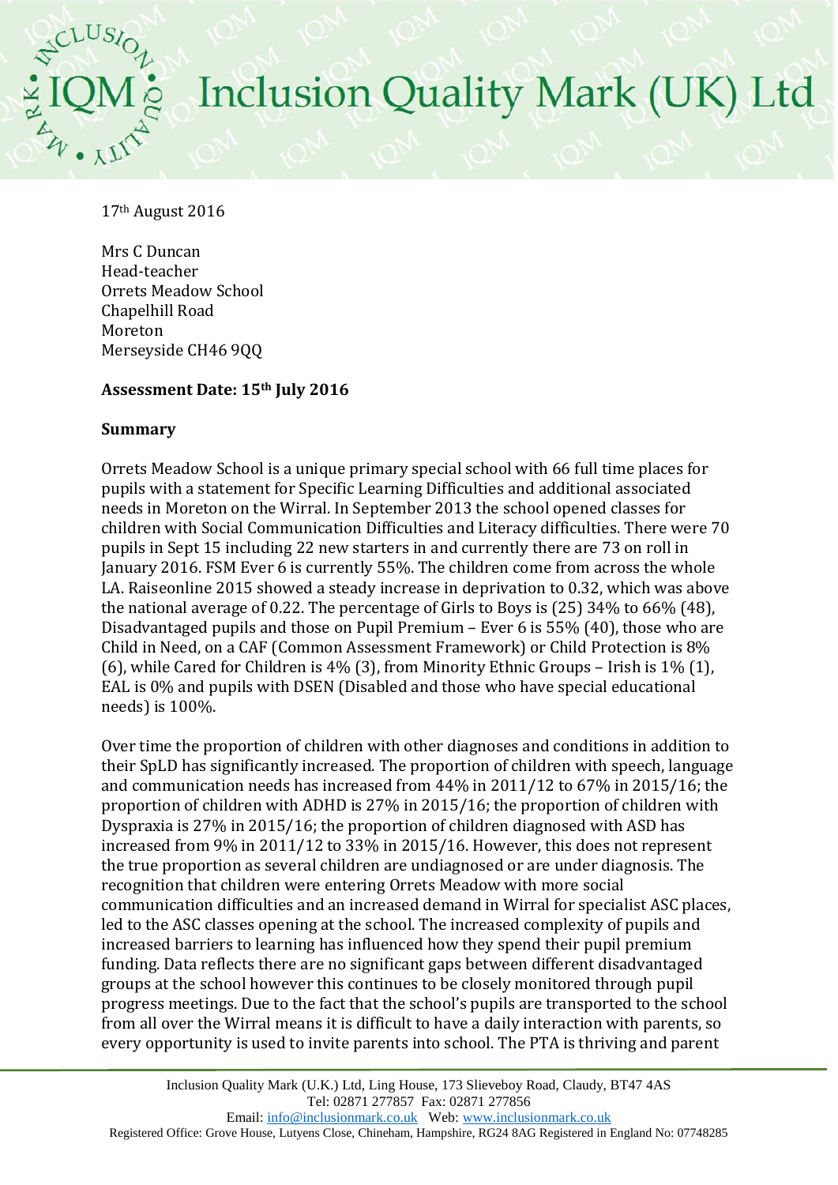# Inclusion Quality Mark (UK) Ltd

17th August 2016

Mrs C Duncan
Head-teacher
Orrets Meadow School
Chapelhill Road
Moreton
Merseyside CH46 9QQ

**Assessment Date: 15th July 2016**

**Summary**

Orrets Meadow School is a unique primary special school with 66 full time places for pupils with a statement for Specific Learning Difficulties and additional associated needs in Moreton on the Wirral. In September 2013 the school opened classes for children with Social Communication Difficulties and Literacy difficulties. There were 70 pupils in Sept 15 including 22 new starters in and currently there are 73 on roll in January 2016. FSM Ever 6 is currently 55%. The children come from across the whole LA. Raiseonline 2015 showed a steady increase in deprivation to 0.32, which was above the national average of 0.22. The percentage of Girls to Boys is (25) 34% to 66% (48), Disadvantaged pupils and those on Pupil Premium – Ever 6 is 55% (40), those who are Child in Need, on a CAF (Common Assessment Framework) or Child Protection is 8% (6), while Cared for Children is 4% (3), from Minority Ethnic Groups – Irish is 1% (1), EAL is 0% and pupils with DSEN (Disabled and those who have special educational needs) is 100%.

Over time the proportion of children with other diagnoses and conditions in addition to their SpLD has significantly increased. The proportion of children with speech, language and communication needs has increased from 44% in 2011/12 to 67% in 2015/16; the proportion of children with ADHD is 27% in 2015/16; the proportion of children with Dyspraxia is 27% in 2015/16; the proportion of children diagnosed with ASD has increased from 9% in 2011/12 to 33% in 2015/16. However, this does not represent the true proportion as several children are undiagnosed or are under diagnosis. The recognition that children were entering Orrets Meadow with more social communication difficulties and an increased demand in Wirral for specialist ASC places, led to the ASC classes opening at the school. The increased complexity of pupils and increased barriers to learning has influenced how they spend their pupil premium funding. Data reflects there are no significant gaps between different disadvantaged groups at the school however this continues to be closely monitored through pupil progress meetings. Due to the fact that the school's pupils are transported to the school from all over the Wirral means it is difficult to have a daily interaction with parents, so every opportunity is used to invite parents into school. The PTA is thriving and parent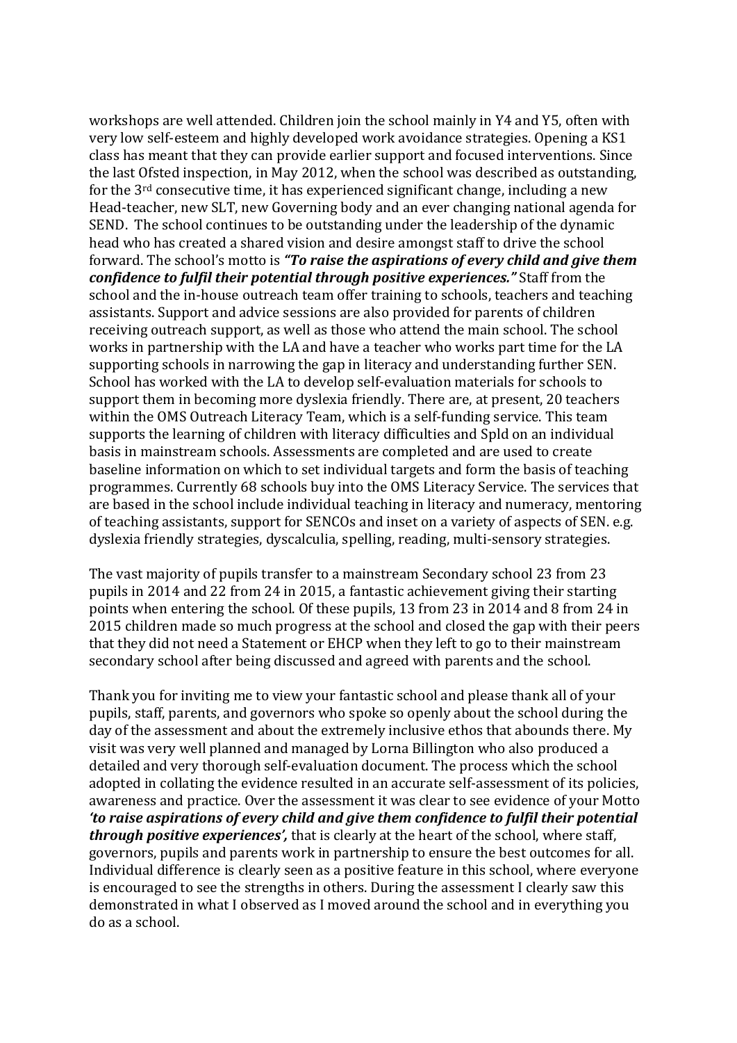workshops are well attended. Children join the school mainly in Y4 and Y5, often with very low self-esteem and highly developed work avoidance strategies. Opening a KS1 class has meant that they can provide earlier support and focused interventions. Since the last Ofsted inspection, in May 2012, when the school was described as outstanding, for the 3rd consecutive time, it has experienced significant change, including a new Head-teacher, new SLT, new Governing body and an ever changing national agenda for SEND. The school continues to be outstanding under the leadership of the dynamic head who has created a shared vision and desire amongst staff to drive the school forward. The school's motto is ***"To raise the aspirations of every child and give them confidence to fulfil their potential through positive experiences."*** Staff from the school and the in-house outreach team offer training to schools, teachers and teaching assistants. Support and advice sessions are also provided for parents of children receiving outreach support, as well as those who attend the main school. The school works in partnership with the LA and have a teacher who works part time for the LA supporting schools in narrowing the gap in literacy and understanding further SEN. School has worked with the LA to develop self-evaluation materials for schools to support them in becoming more dyslexia friendly. There are, at present, 20 teachers within the OMS Outreach Literacy Team, which is a self-funding service. This team supports the learning of children with literacy difficulties and Spld on an individual basis in mainstream schools. Assessments are completed and are used to create baseline information on which to set individual targets and form the basis of teaching programmes. Currently 68 schools buy into the OMS Literacy Service. The services that are based in the school include individual teaching in literacy and numeracy, mentoring of teaching assistants, support for SENCOs and inset on a variety of aspects of SEN. e.g. dyslexia friendly strategies, dyscalculia, spelling, reading, multi-sensory strategies.

The vast majority of pupils transfer to a mainstream Secondary school 23 from 23 pupils in 2014 and 22 from 24 in 2015, a fantastic achievement giving their starting points when entering the school. Of these pupils, 13 from 23 in 2014 and 8 from 24 in 2015 children made so much progress at the school and closed the gap with their peers that they did not need a Statement or EHCP when they left to go to their mainstream secondary school after being discussed and agreed with parents and the school.

Thank you for inviting me to view your fantastic school and please thank all of your pupils, staff, parents, and governors who spoke so openly about the school during the day of the assessment and about the extremely inclusive ethos that abounds there. My visit was very well planned and managed by Lorna Billington who also produced a detailed and very thorough self-evaluation document. The process which the school adopted in collating the evidence resulted in an accurate self-assessment of its policies, awareness and practice. Over the assessment it was clear to see evidence of your Motto ***'to raise aspirations of every child and give them confidence to fulfil their potential through positive experiences',*** that is clearly at the heart of the school, where staff, governors, pupils and parents work in partnership to ensure the best outcomes for all. Individual difference is clearly seen as a positive feature in this school, where everyone is encouraged to see the strengths in others. During the assessment I clearly saw this demonstrated in what I observed as I moved around the school and in everything you do as a school.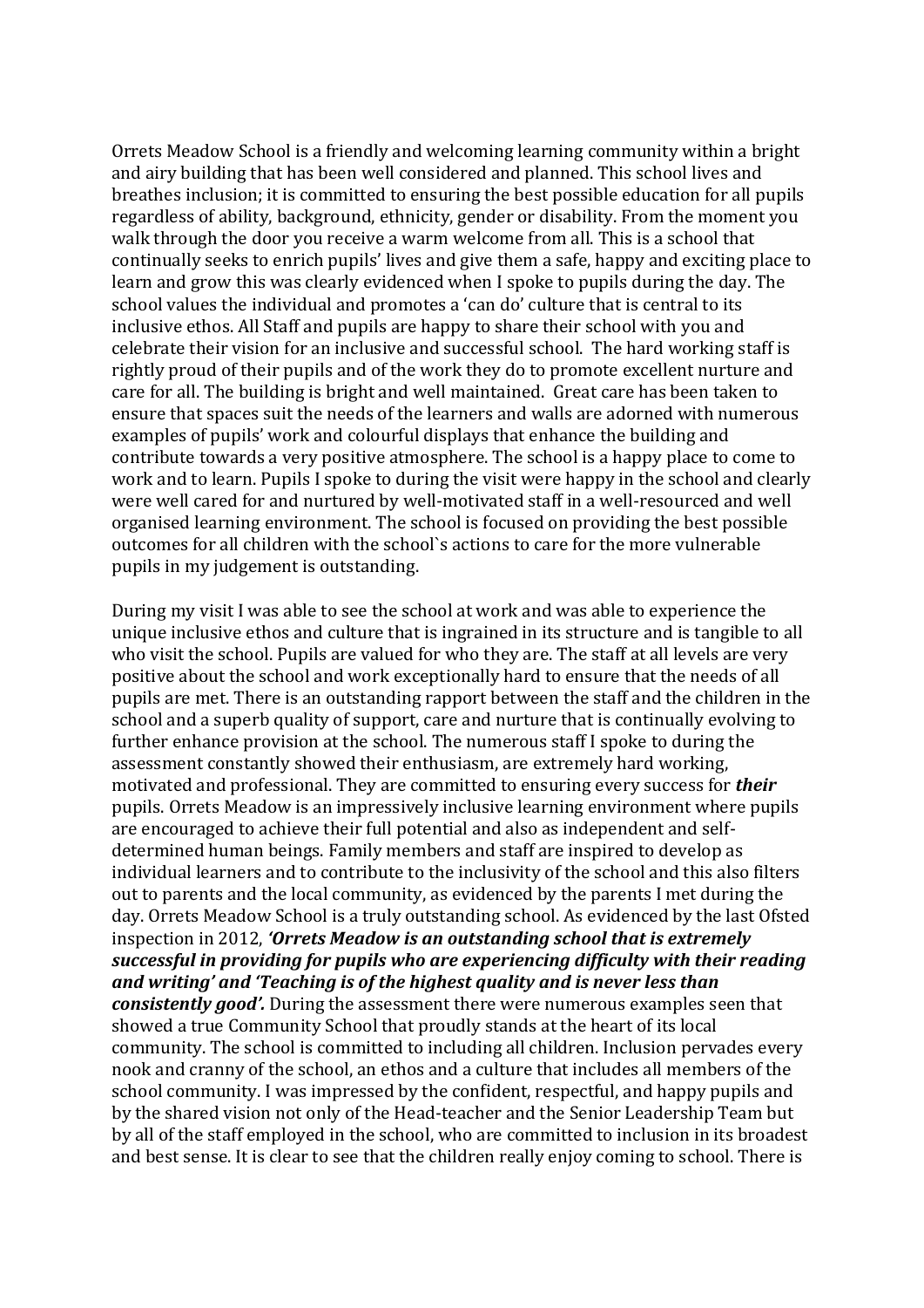Orrets Meadow School is a friendly and welcoming learning community within a bright and airy building that has been well considered and planned. This school lives and breathes inclusion; it is committed to ensuring the best possible education for all pupils regardless of ability, background, ethnicity, gender or disability. From the moment you walk through the door you receive a warm welcome from all. This is a school that continually seeks to enrich pupils' lives and give them a safe, happy and exciting place to learn and grow this was clearly evidenced when I spoke to pupils during the day. The school values the individual and promotes a 'can do' culture that is central to its inclusive ethos. All Staff and pupils are happy to share their school with you and celebrate their vision for an inclusive and successful school. The hard working staff is rightly proud of their pupils and of the work they do to promote excellent nurture and care for all. The building is bright and well maintained. Great care has been taken to ensure that spaces suit the needs of the learners and walls are adorned with numerous examples of pupils' work and colourful displays that enhance the building and contribute towards a very positive atmosphere. The school is a happy place to come to work and to learn. Pupils I spoke to during the visit were happy in the school and clearly were well cared for and nurtured by well-motivated staff in a well-resourced and well organised learning environment. The school is focused on providing the best possible outcomes for all children with the school`s actions to care for the more vulnerable pupils in my judgement is outstanding.

During my visit I was able to see the school at work and was able to experience the unique inclusive ethos and culture that is ingrained in its structure and is tangible to all who visit the school. Pupils are valued for who they are. The staff at all levels are very positive about the school and work exceptionally hard to ensure that the needs of all pupils are met. There is an outstanding rapport between the staff and the children in the school and a superb quality of support, care and nurture that is continually evolving to further enhance provision at the school. The numerous staff I spoke to during the assessment constantly showed their enthusiasm, are extremely hard working, motivated and professional. They are committed to ensuring every success for ***their*** pupils. Orrets Meadow is an impressively inclusive learning environment where pupils are encouraged to achieve their full potential and also as independent and self-determined human beings. Family members and staff are inspired to develop as individual learners and to contribute to the inclusivity of the school and this also filters out to parents and the local community, as evidenced by the parents I met during the day. Orrets Meadow School is a truly outstanding school. As evidenced by the last Ofsted inspection in 2012, ***'Orrets Meadow is an outstanding school that is extremely successful in providing for pupils who are experiencing difficulty with their reading and writing' and 'Teaching is of the highest quality and is never less than consistently good'.*** During the assessment there were numerous examples seen that showed a true Community School that proudly stands at the heart of its local community. The school is committed to including all children. Inclusion pervades every nook and cranny of the school, an ethos and a culture that includes all members of the school community. I was impressed by the confident, respectful, and happy pupils and by the shared vision not only of the Head-teacher and the Senior Leadership Team but by all of the staff employed in the school, who are committed to inclusion in its broadest and best sense. It is clear to see that the children really enjoy coming to school. There is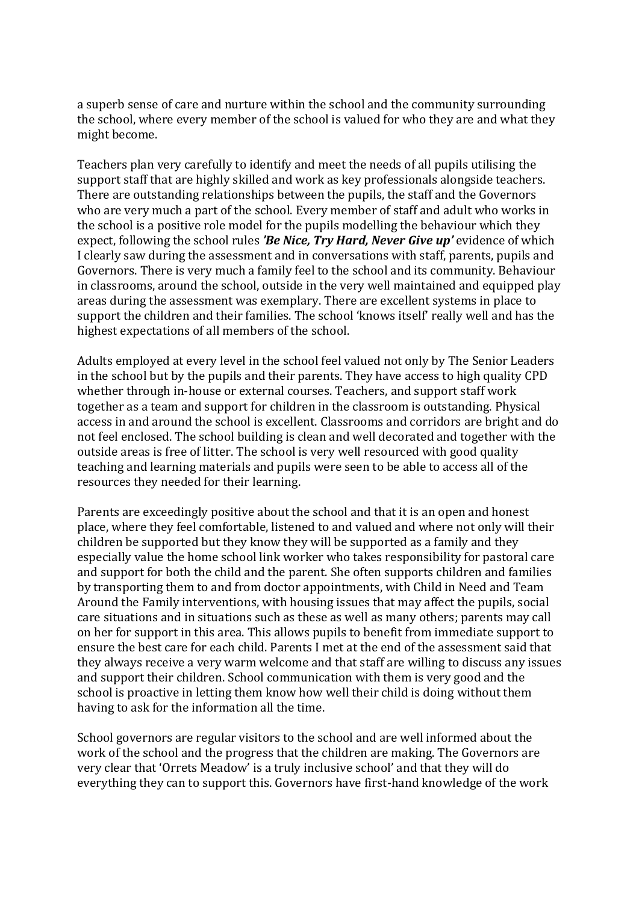a superb sense of care and nurture within the school and the community surrounding the school, where every member of the school is valued for who they are and what they might become.

Teachers plan very carefully to identify and meet the needs of all pupils utilising the support staff that are highly skilled and work as key professionals alongside teachers. There are outstanding relationships between the pupils, the staff and the Governors who are very much a part of the school. Every member of staff and adult who works in the school is a positive role model for the pupils modelling the behaviour which they expect, following the school rules ***'Be Nice, Try Hard, Never Give up'*** evidence of which I clearly saw during the assessment and in conversations with staff, parents, pupils and Governors. There is very much a family feel to the school and its community. Behaviour in classrooms, around the school, outside in the very well maintained and equipped play areas during the assessment was exemplary. There are excellent systems in place to support the children and their families. The school 'knows itself' really well and has the highest expectations of all members of the school.

Adults employed at every level in the school feel valued not only by The Senior Leaders in the school but by the pupils and their parents. They have access to high quality CPD whether through in-house or external courses. Teachers, and support staff work together as a team and support for children in the classroom is outstanding. Physical access in and around the school is excellent. Classrooms and corridors are bright and do not feel enclosed. The school building is clean and well decorated and together with the outside areas is free of litter. The school is very well resourced with good quality teaching and learning materials and pupils were seen to be able to access all of the resources they needed for their learning.

Parents are exceedingly positive about the school and that it is an open and honest place, where they feel comfortable, listened to and valued and where not only will their children be supported but they know they will be supported as a family and they especially value the home school link worker who takes responsibility for pastoral care and support for both the child and the parent. She often supports children and families by transporting them to and from doctor appointments, with Child in Need and Team Around the Family interventions, with housing issues that may affect the pupils, social care situations and in situations such as these as well as many others; parents may call on her for support in this area. This allows pupils to benefit from immediate support to ensure the best care for each child. Parents I met at the end of the assessment said that they always receive a very warm welcome and that staff are willing to discuss any issues and support their children. School communication with them is very good and the school is proactive in letting them know how well their child is doing without them having to ask for the information all the time.

School governors are regular visitors to the school and are well informed about the work of the school and the progress that the children are making. The Governors are very clear that 'Orrets Meadow' is a truly inclusive school' and that they will do everything they can to support this. Governors have first-hand knowledge of the work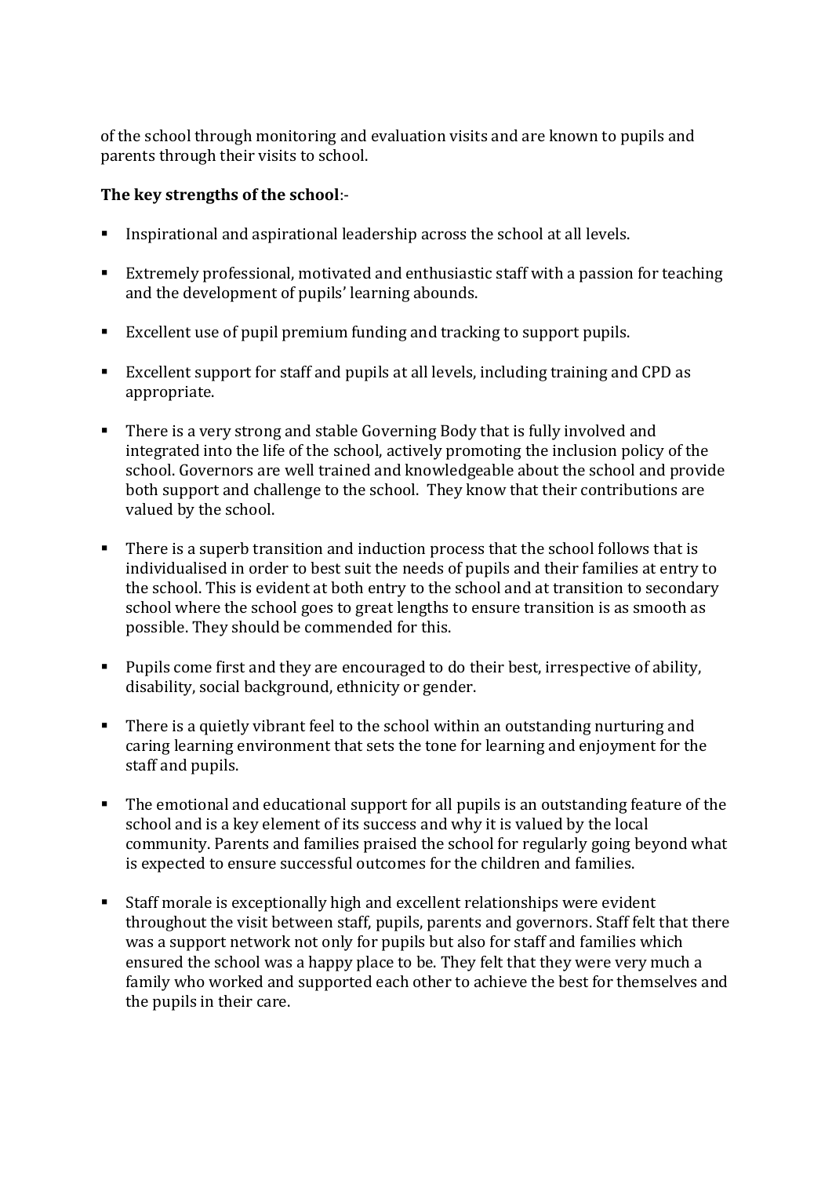of the school through monitoring and evaluation visits and are known to pupils and parents through their visits to school.

**The key strengths of the school**:-

- Inspirational and aspirational leadership across the school at all levels.
- Extremely professional, motivated and enthusiastic staff with a passion for teaching and the development of pupils' learning abounds.
- Excellent use of pupil premium funding and tracking to support pupils.
- Excellent support for staff and pupils at all levels, including training and CPD as appropriate.
- There is a very strong and stable Governing Body that is fully involved and integrated into the life of the school, actively promoting the inclusion policy of the school. Governors are well trained and knowledgeable about the school and provide both support and challenge to the school. They know that their contributions are valued by the school.
- There is a superb transition and induction process that the school follows that is individualised in order to best suit the needs of pupils and their families at entry to the school. This is evident at both entry to the school and at transition to secondary school where the school goes to great lengths to ensure transition is as smooth as possible. They should be commended for this.
- Pupils come first and they are encouraged to do their best, irrespective of ability, disability, social background, ethnicity or gender.
- There is a quietly vibrant feel to the school within an outstanding nurturing and caring learning environment that sets the tone for learning and enjoyment for the staff and pupils.
- The emotional and educational support for all pupils is an outstanding feature of the school and is a key element of its success and why it is valued by the local community. Parents and families praised the school for regularly going beyond what is expected to ensure successful outcomes for the children and families.
- Staff morale is exceptionally high and excellent relationships were evident throughout the visit between staff, pupils, parents and governors. Staff felt that there was a support network not only for pupils but also for staff and families which ensured the school was a happy place to be. They felt that they were very much a family who worked and supported each other to achieve the best for themselves and the pupils in their care.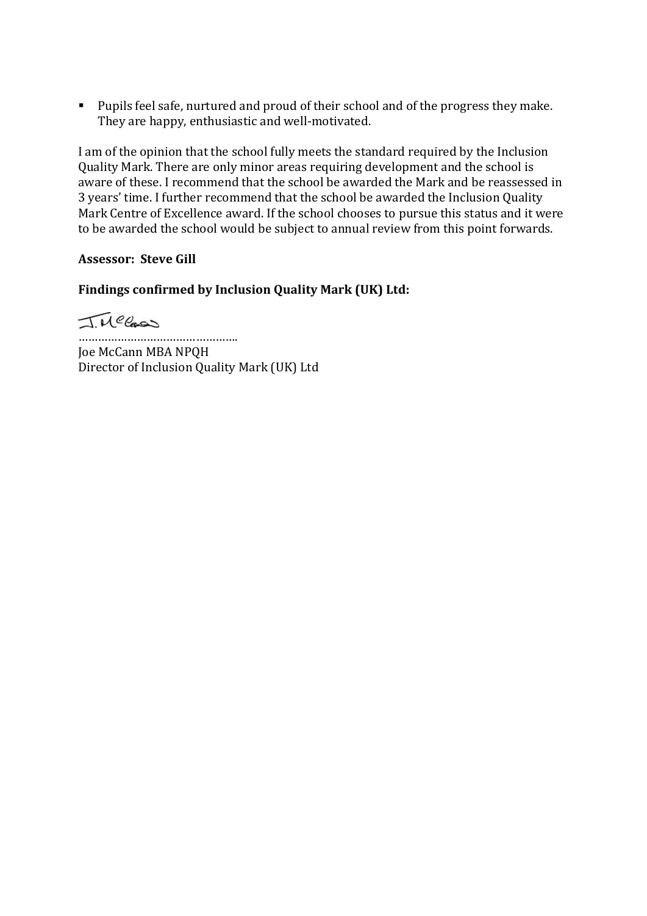- Pupils feel safe, nurtured and proud of their school and of the progress they make. They are happy, enthusiastic and well-motivated.

I am of the opinion that the school fully meets the standard required by the Inclusion Quality Mark. There are only minor areas requiring development and the school is aware of these. I recommend that the school be awarded the Mark and be reassessed in 3 years' time. I further recommend that the school be awarded the Inclusion Quality Mark Centre of Excellence award. If the school chooses to pursue this status and it were to be awarded the school would be subject to annual review from this point forwards.

**Assessor: Steve Gill**

**Findings confirmed by Inclusion Quality Mark (UK) Ltd:**

J. McCann

…………………………………………..

Joe McCann MBA NPQH
Director of Inclusion Quality Mark (UK) Ltd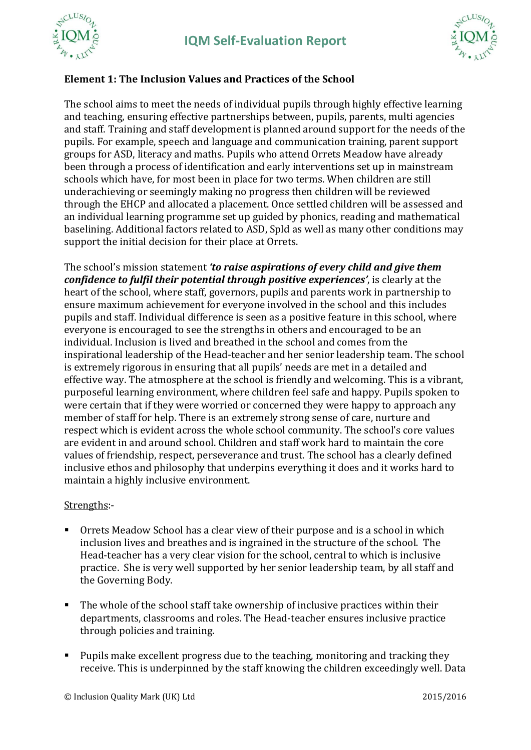## Element 1: The Inclusion Values and Practices of the School

The school aims to meet the needs of individual pupils through highly effective learning and teaching, ensuring effective partnerships between, pupils, parents, multi agencies and staff. Training and staff development is planned around support for the needs of the pupils. For example, speech and language and communication training, parent support groups for ASD, literacy and maths. Pupils who attend Orrets Meadow have already been through a process of identification and early interventions set up in mainstream schools which have, for most been in place for two terms. When children are still underachieving or seemingly making no progress then children will be reviewed through the EHCP and allocated a placement. Once settled children will be assessed and an individual learning programme set up guided by phonics, reading and mathematical baselining. Additional factors related to ASD, Spld as well as many other conditions may support the initial decision for their place at Orrets.

The school's mission statement ***'to raise aspirations of every child and give them confidence to fulfil their potential through positive experiences'***, is clearly at the heart of the school, where staff, governors, pupils and parents work in partnership to ensure maximum achievement for everyone involved in the school and this includes pupils and staff. Individual difference is seen as a positive feature in this school, where everyone is encouraged to see the strengths in others and encouraged to be an individual. Inclusion is lived and breathed in the school and comes from the inspirational leadership of the Head-teacher and her senior leadership team. The school is extremely rigorous in ensuring that all pupils' needs are met in a detailed and effective way. The atmosphere at the school is friendly and welcoming. This is a vibrant, purposeful learning environment, where children feel safe and happy. Pupils spoken to were certain that if they were worried or concerned they were happy to approach any member of staff for help. There is an extremely strong sense of care, nurture and respect which is evident across the whole school community. The school's core values are evident in and around school. Children and staff work hard to maintain the core values of friendship, respect, perseverance and trust. The school has a clearly defined inclusive ethos and philosophy that underpins everything it does and it works hard to maintain a highly inclusive environment.

Strengths:-

- Orrets Meadow School has a clear view of their purpose and is a school in which inclusion lives and breathes and is ingrained in the structure of the school. The Head-teacher has a very clear vision for the school, central to which is inclusive practice. She is very well supported by her senior leadership team, by all staff and the Governing Body.

- The whole of the school staff take ownership of inclusive practices within their departments, classrooms and roles. The Head-teacher ensures inclusive practice through policies and training.

- Pupils make excellent progress due to the teaching, monitoring and tracking they receive. This is underpinned by the staff knowing the children exceedingly well. Data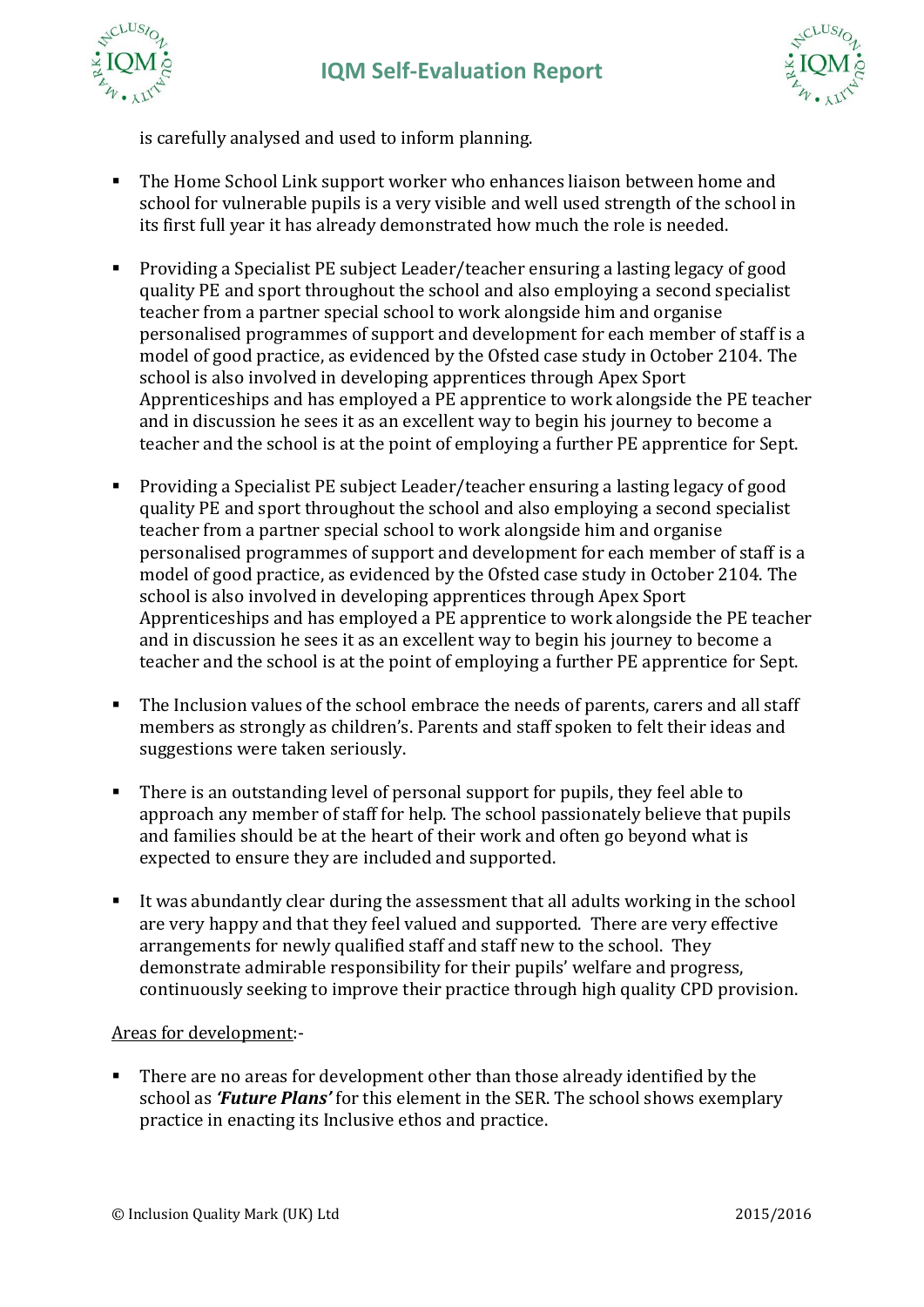is carefully analysed and used to inform planning.

- The Home School Link support worker who enhances liaison between home and school for vulnerable pupils is a very visible and well used strength of the school in its first full year it has already demonstrated how much the role is needed.

- Providing a Specialist PE subject Leader/teacher ensuring a lasting legacy of good quality PE and sport throughout the school and also employing a second specialist teacher from a partner special school to work alongside him and organise personalised programmes of support and development for each member of staff is a model of good practice, as evidenced by the Ofsted case study in October 2104. The school is also involved in developing apprentices through Apex Sport Apprenticeships and has employed a PE apprentice to work alongside the PE teacher and in discussion he sees it as an excellent way to begin his journey to become a teacher and the school is at the point of employing a further PE apprentice for Sept.

- Providing a Specialist PE subject Leader/teacher ensuring a lasting legacy of good quality PE and sport throughout the school and also employing a second specialist teacher from a partner special school to work alongside him and organise personalised programmes of support and development for each member of staff is a model of good practice, as evidenced by the Ofsted case study in October 2104. The school is also involved in developing apprentices through Apex Sport Apprenticeships and has employed a PE apprentice to work alongside the PE teacher and in discussion he sees it as an excellent way to begin his journey to become a teacher and the school is at the point of employing a further PE apprentice for Sept.

- The Inclusion values of the school embrace the needs of parents, carers and all staff members as strongly as children's. Parents and staff spoken to felt their ideas and suggestions were taken seriously.

- There is an outstanding level of personal support for pupils, they feel able to approach any member of staff for help. The school passionately believe that pupils and families should be at the heart of their work and often go beyond what is expected to ensure they are included and supported.

- It was abundantly clear during the assessment that all adults working in the school are very happy and that they feel valued and supported. There are very effective arrangements for newly qualified staff and staff new to the school. They demonstrate admirable responsibility for their pupils' welfare and progress, continuously seeking to improve their practice through high quality CPD provision.

<u>Areas for development</u>:-

- There are no areas for development other than those already identified by the school as ***'Future Plans'*** for this element in the SER. The school shows exemplary practice in enacting its Inclusive ethos and practice.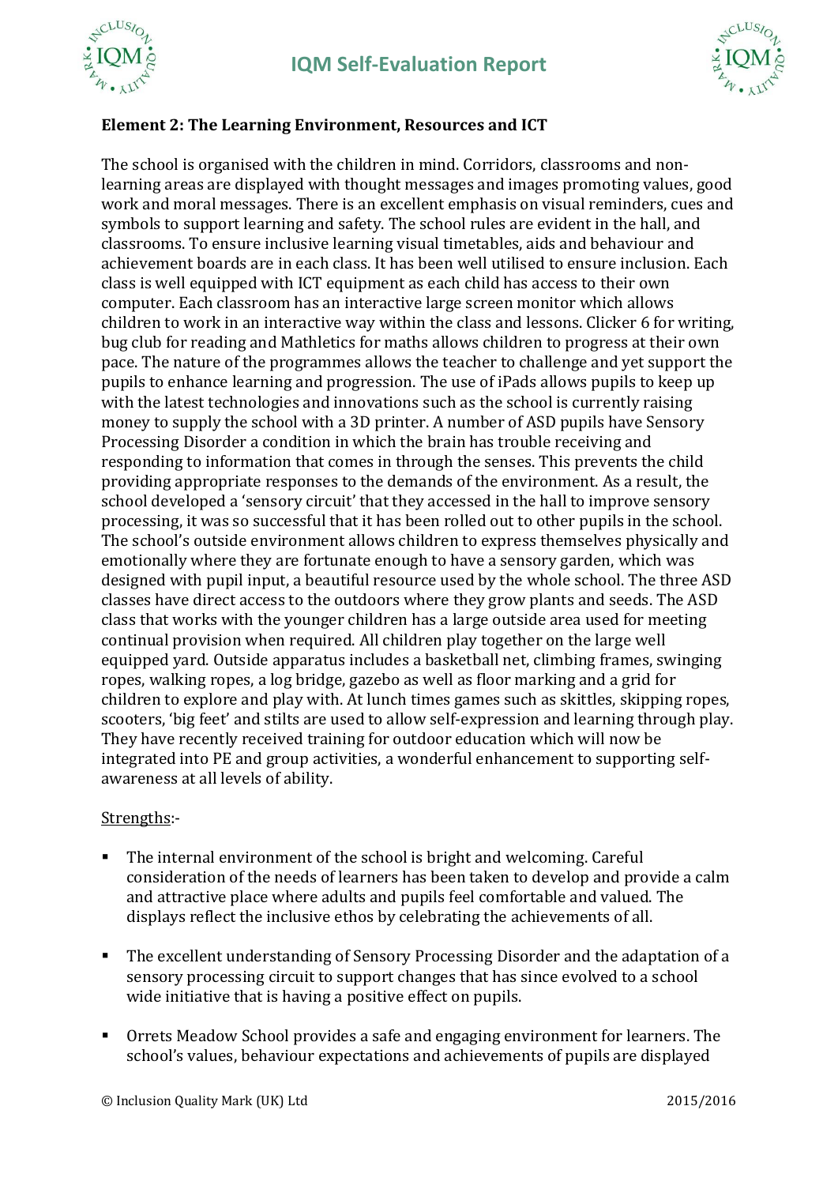**Element 2: The Learning Environment, Resources and ICT**

The school is organised with the children in mind. Corridors, classrooms and non-learning areas are displayed with thought messages and images promoting values, good work and moral messages. There is an excellent emphasis on visual reminders, cues and symbols to support learning and safety. The school rules are evident in the hall, and classrooms. To ensure inclusive learning visual timetables, aids and behaviour and achievement boards are in each class. It has been well utilised to ensure inclusion. Each class is well equipped with ICT equipment as each child has access to their own computer. Each classroom has an interactive large screen monitor which allows children to work in an interactive way within the class and lessons. Clicker 6 for writing, bug club for reading and Mathletics for maths allows children to progress at their own pace. The nature of the programmes allows the teacher to challenge and yet support the pupils to enhance learning and progression. The use of iPads allows pupils to keep up with the latest technologies and innovations such as the school is currently raising money to supply the school with a 3D printer. A number of ASD pupils have Sensory Processing Disorder a condition in which the brain has trouble receiving and responding to information that comes in through the senses. This prevents the child providing appropriate responses to the demands of the environment. As a result, the school developed a 'sensory circuit' that they accessed in the hall to improve sensory processing, it was so successful that it has been rolled out to other pupils in the school. The school's outside environment allows children to express themselves physically and emotionally where they are fortunate enough to have a sensory garden, which was designed with pupil input, a beautiful resource used by the whole school. The three ASD classes have direct access to the outdoors where they grow plants and seeds. The ASD class that works with the younger children has a large outside area used for meeting continual provision when required. All children play together on the large well equipped yard. Outside apparatus includes a basketball net, climbing frames, swinging ropes, walking ropes, a log bridge, gazebo as well as floor marking and a grid for children to explore and play with. At lunch times games such as skittles, skipping ropes, scooters, 'big feet' and stilts are used to allow self-expression and learning through play. They have recently received training for outdoor education which will now be integrated into PE and group activities, a wonderful enhancement to supporting self-awareness at all levels of ability.

<u>Strengths</u>:-

- The internal environment of the school is bright and welcoming. Careful consideration of the needs of learners has been taken to develop and provide a calm and attractive place where adults and pupils feel comfortable and valued. The displays reflect the inclusive ethos by celebrating the achievements of all.

- The excellent understanding of Sensory Processing Disorder and the adaptation of a sensory processing circuit to support changes that has since evolved to a school wide initiative that is having a positive effect on pupils.

- Orrets Meadow School provides a safe and engaging environment for learners. The school's values, behaviour expectations and achievements of pupils are displayed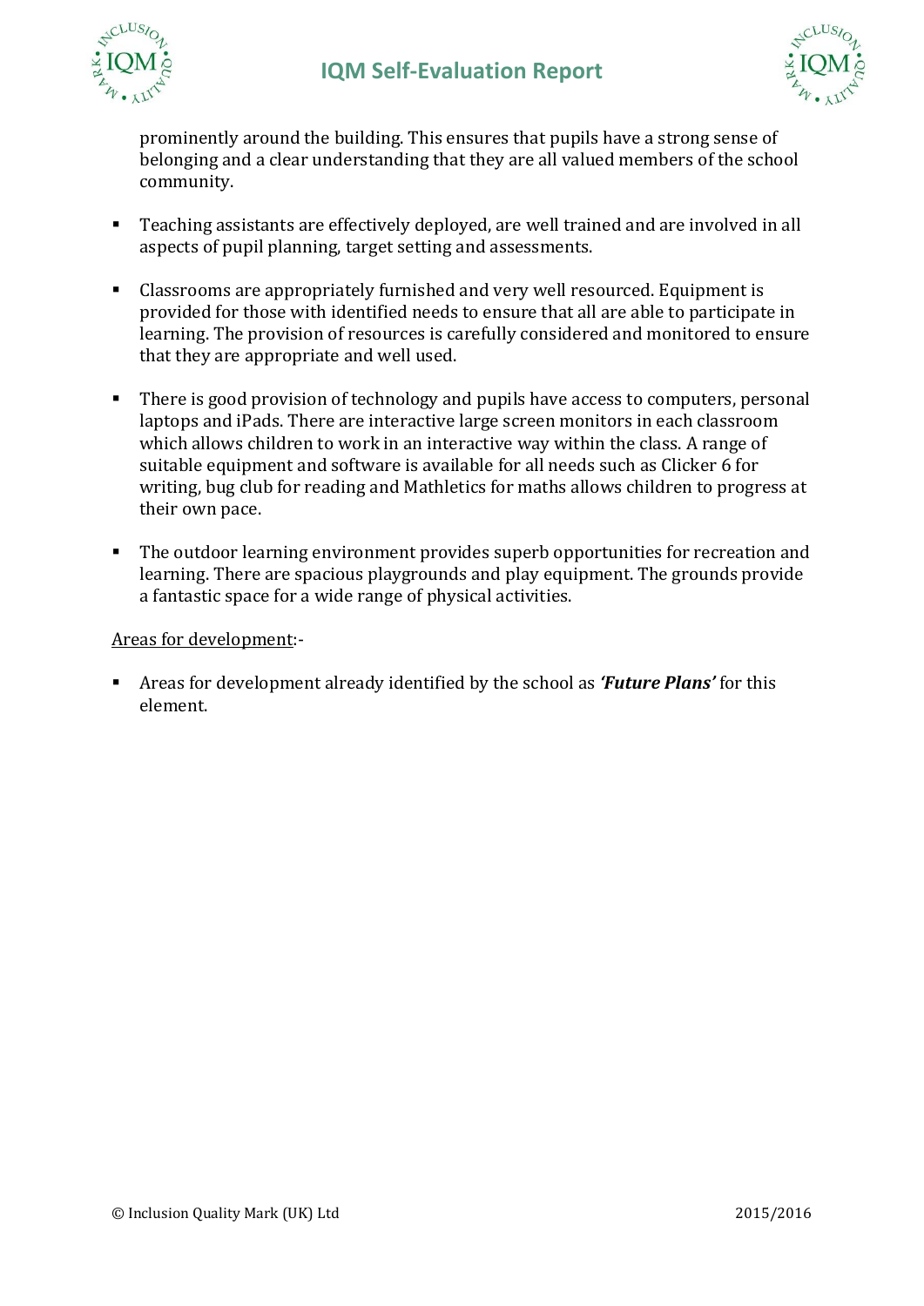prominently around the building. This ensures that pupils have a strong sense of belonging and a clear understanding that they are all valued members of the school community.

- Teaching assistants are effectively deployed, are well trained and are involved in all aspects of pupil planning, target setting and assessments.

- Classrooms are appropriately furnished and very well resourced. Equipment is provided for those with identified needs to ensure that all are able to participate in learning. The provision of resources is carefully considered and monitored to ensure that they are appropriate and well used.

- There is good provision of technology and pupils have access to computers, personal laptops and iPads. There are interactive large screen monitors in each classroom which allows children to work in an interactive way within the class. A range of suitable equipment and software is available for all needs such as Clicker 6 for writing, bug club for reading and Mathletics for maths allows children to progress at their own pace.

- The outdoor learning environment provides superb opportunities for recreation and learning. There are spacious playgrounds and play equipment. The grounds provide a fantastic space for a wide range of physical activities.

<u>Areas for development</u>:-

- Areas for development already identified by the school as ***'Future Plans'*** for this element.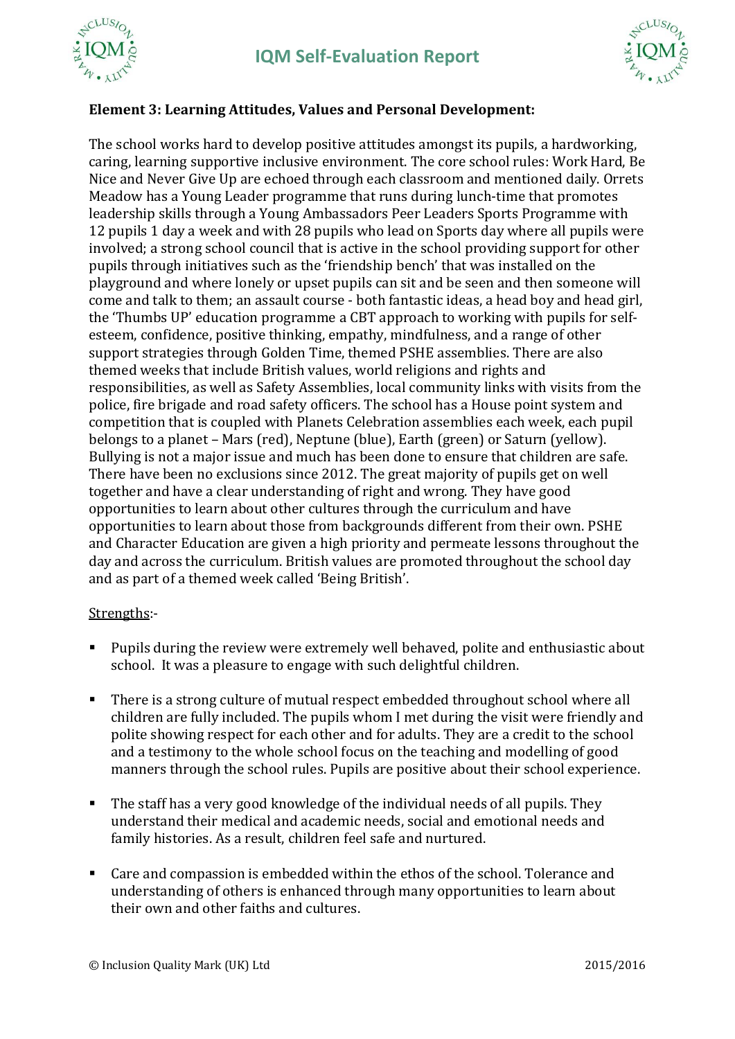**Element 3: Learning Attitudes, Values and Personal Development:**

The school works hard to develop positive attitudes amongst its pupils, a hardworking, caring, learning supportive inclusive environment. The core school rules: Work Hard, Be Nice and Never Give Up are echoed through each classroom and mentioned daily. Orrets Meadow has a Young Leader programme that runs during lunch-time that promotes leadership skills through a Young Ambassadors Peer Leaders Sports Programme with 12 pupils 1 day a week and with 28 pupils who lead on Sports day where all pupils were involved; a strong school council that is active in the school providing support for other pupils through initiatives such as the 'friendship bench' that was installed on the playground and where lonely or upset pupils can sit and be seen and then someone will come and talk to them; an assault course - both fantastic ideas, a head boy and head girl, the 'Thumbs UP' education programme a CBT approach to working with pupils for self-esteem, confidence, positive thinking, empathy, mindfulness, and a range of other support strategies through Golden Time, themed PSHE assemblies. There are also themed weeks that include British values, world religions and rights and responsibilities, as well as Safety Assemblies, local community links with visits from the police, fire brigade and road safety officers. The school has a House point system and competition that is coupled with Planets Celebration assemblies each week, each pupil belongs to a planet – Mars (red), Neptune (blue), Earth (green) or Saturn (yellow). Bullying is not a major issue and much has been done to ensure that children are safe. There have been no exclusions since 2012. The great majority of pupils get on well together and have a clear understanding of right and wrong. They have good opportunities to learn about other cultures through the curriculum and have opportunities to learn about those from backgrounds different from their own. PSHE and Character Education are given a high priority and permeate lessons throughout the day and across the curriculum. British values are promoted throughout the school day and as part of a themed week called 'Being British'.

<u>Strengths</u>:-

- Pupils during the review were extremely well behaved, polite and enthusiastic about school. It was a pleasure to engage with such delightful children.
- There is a strong culture of mutual respect embedded throughout school where all children are fully included. The pupils whom I met during the visit were friendly and polite showing respect for each other and for adults. They are a credit to the school and a testimony to the whole school focus on the teaching and modelling of good manners through the school rules. Pupils are positive about their school experience.
- The staff has a very good knowledge of the individual needs of all pupils. They understand their medical and academic needs, social and emotional needs and family histories. As a result, children feel safe and nurtured.
- Care and compassion is embedded within the ethos of the school. Tolerance and understanding of others is enhanced through many opportunities to learn about their own and other faiths and cultures.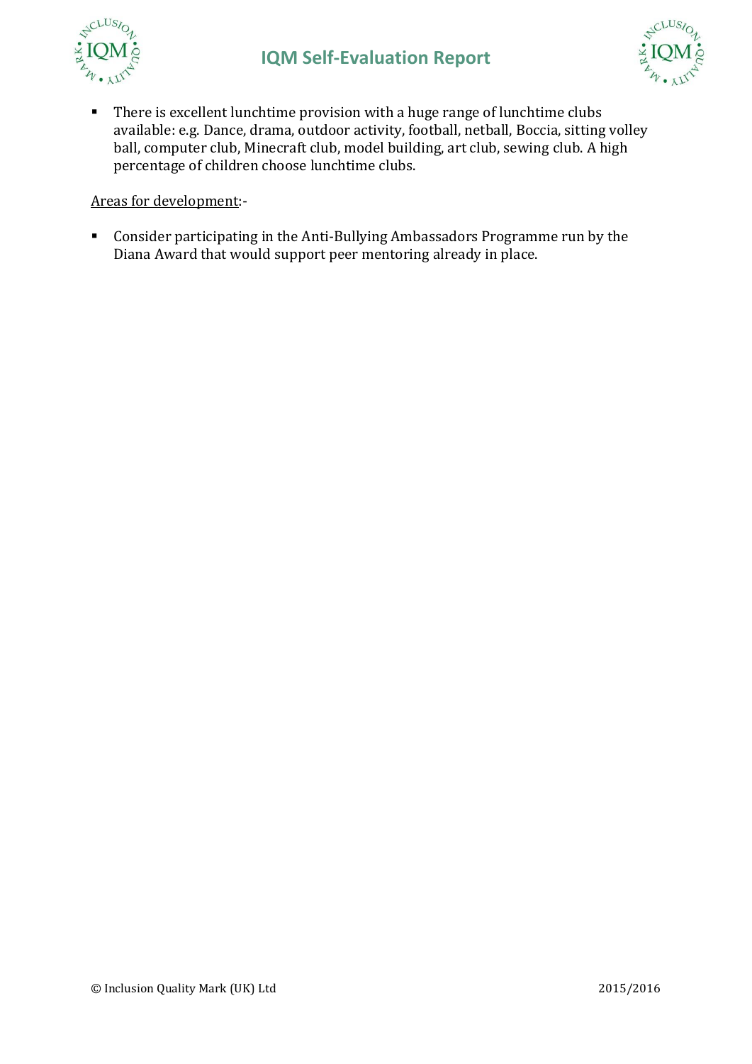- There is excellent lunchtime provision with a huge range of lunchtime clubs available: e.g. Dance, drama, outdoor activity, football, netball, Boccia, sitting volley ball, computer club, Minecraft club, model building, art club, sewing club. A high percentage of children choose lunchtime clubs.

Areas for development:-

- Consider participating in the Anti-Bullying Ambassadors Programme run by the Diana Award that would support peer mentoring already in place.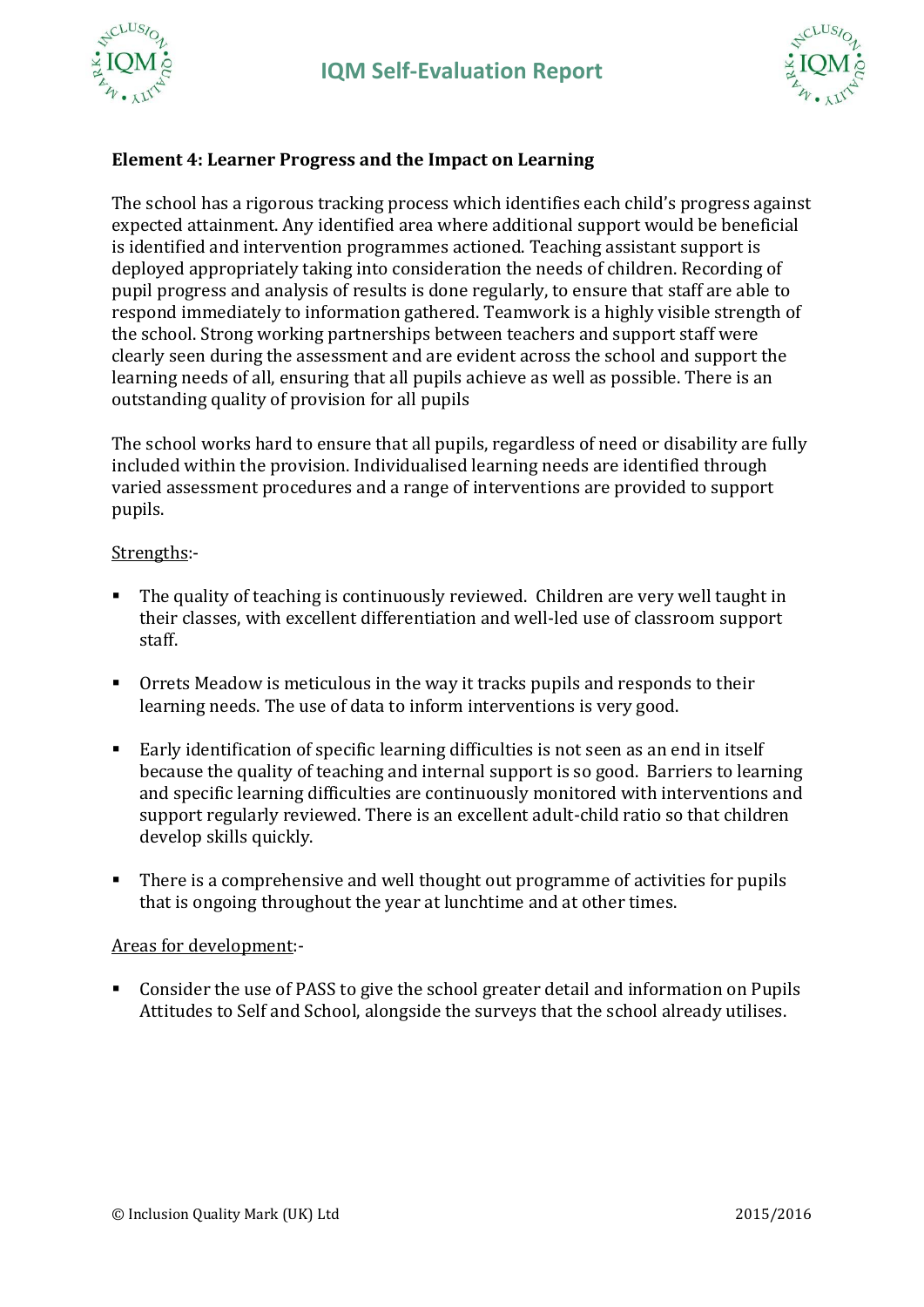**Element 4: Learner Progress and the Impact on Learning**

The school has a rigorous tracking process which identifies each child's progress against expected attainment. Any identified area where additional support would be beneficial is identified and intervention programmes actioned. Teaching assistant support is deployed appropriately taking into consideration the needs of children. Recording of pupil progress and analysis of results is done regularly, to ensure that staff are able to respond immediately to information gathered. Teamwork is a highly visible strength of the school. Strong working partnerships between teachers and support staff were clearly seen during the assessment and are evident across the school and support the learning needs of all, ensuring that all pupils achieve as well as possible. There is an outstanding quality of provision for all pupils

The school works hard to ensure that all pupils, regardless of need or disability are fully included within the provision. Individualised learning needs are identified through varied assessment procedures and a range of interventions are provided to support pupils.

Strengths:-

- The quality of teaching is continuously reviewed. Children are very well taught in their classes, with excellent differentiation and well-led use of classroom support staff.
- Orrets Meadow is meticulous in the way it tracks pupils and responds to their learning needs. The use of data to inform interventions is very good.
- Early identification of specific learning difficulties is not seen as an end in itself because the quality of teaching and internal support is so good. Barriers to learning and specific learning difficulties are continuously monitored with interventions and support regularly reviewed. There is an excellent adult-child ratio so that children develop skills quickly.
- There is a comprehensive and well thought out programme of activities for pupils that is ongoing throughout the year at lunchtime and at other times.

Areas for development:-

- Consider the use of PASS to give the school greater detail and information on Pupils Attitudes to Self and School, alongside the surveys that the school already utilises.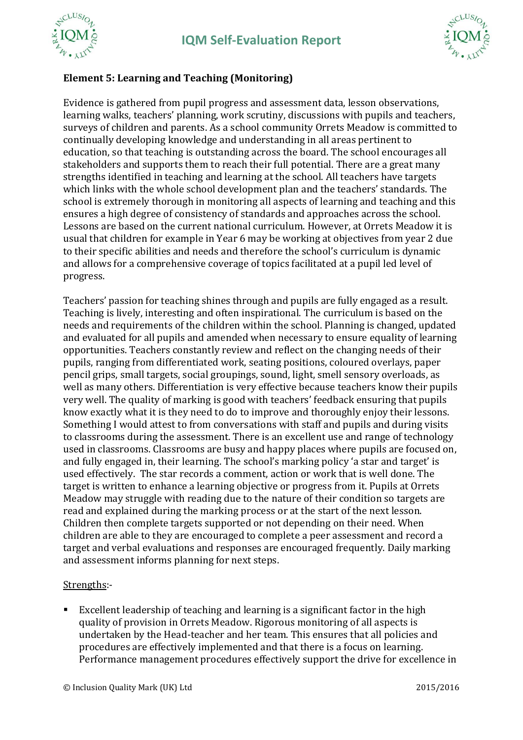**Element 5: Learning and Teaching (Monitoring)**

Evidence is gathered from pupil progress and assessment data, lesson observations, learning walks, teachers' planning, work scrutiny, discussions with pupils and teachers, surveys of children and parents. As a school community Orrets Meadow is committed to continually developing knowledge and understanding in all areas pertinent to education, so that teaching is outstanding across the board. The school encourages all stakeholders and supports them to reach their full potential. There are a great many strengths identified in teaching and learning at the school. All teachers have targets which links with the whole school development plan and the teachers' standards. The school is extremely thorough in monitoring all aspects of learning and teaching and this ensures a high degree of consistency of standards and approaches across the school. Lessons are based on the current national curriculum. However, at Orrets Meadow it is usual that children for example in Year 6 may be working at objectives from year 2 due to their specific abilities and needs and therefore the school's curriculum is dynamic and allows for a comprehensive coverage of topics facilitated at a pupil led level of progress.

Teachers' passion for teaching shines through and pupils are fully engaged as a result. Teaching is lively, interesting and often inspirational. The curriculum is based on the needs and requirements of the children within the school. Planning is changed, updated and evaluated for all pupils and amended when necessary to ensure equality of learning opportunities. Teachers constantly review and reflect on the changing needs of their pupils, ranging from differentiated work, seating positions, coloured overlays, paper pencil grips, small targets, social groupings, sound, light, smell sensory overloads, as well as many others. Differentiation is very effective because teachers know their pupils very well. The quality of marking is good with teachers' feedback ensuring that pupils know exactly what it is they need to do to improve and thoroughly enjoy their lessons. Something I would attest to from conversations with staff and pupils and during visits to classrooms during the assessment. There is an excellent use and range of technology used in classrooms. Classrooms are busy and happy places where pupils are focused on, and fully engaged in, their learning. The school's marking policy 'a star and target' is used effectively. The star records a comment, action or work that is well done. The target is written to enhance a learning objective or progress from it. Pupils at Orrets Meadow may struggle with reading due to the nature of their condition so targets are read and explained during the marking process or at the start of the next lesson. Children then complete targets supported or not depending on their need. When children are able to they are encouraged to complete a peer assessment and record a target and verbal evaluations and responses are encouraged frequently. Daily marking and assessment informs planning for next steps.

Strengths:-

- Excellent leadership of teaching and learning is a significant factor in the high quality of provision in Orrets Meadow. Rigorous monitoring of all aspects is undertaken by the Head-teacher and her team. This ensures that all policies and procedures are effectively implemented and that there is a focus on learning. Performance management procedures effectively support the drive for excellence in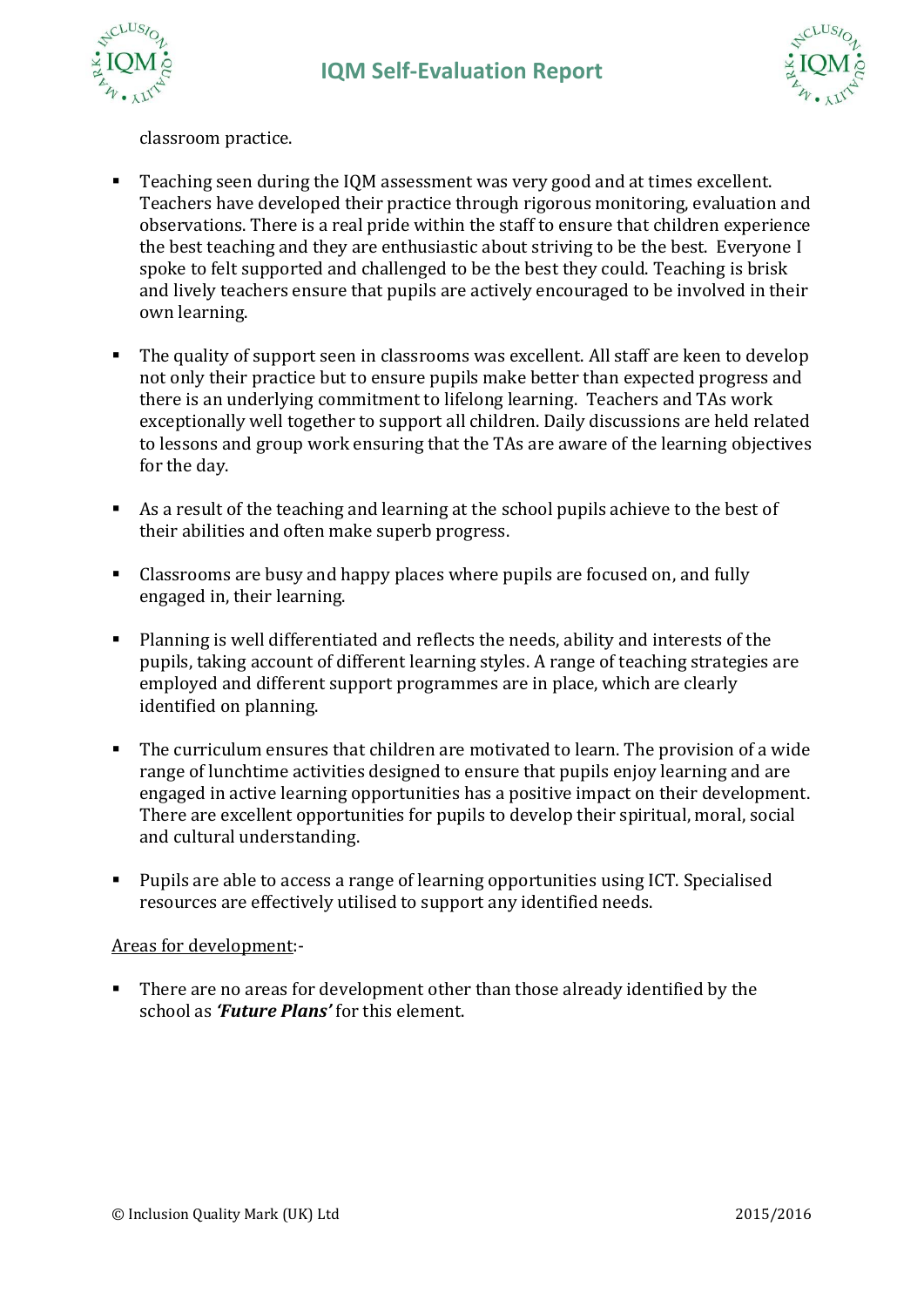classroom practice.

- Teaching seen during the IQM assessment was very good and at times excellent. Teachers have developed their practice through rigorous monitoring, evaluation and observations. There is a real pride within the staff to ensure that children experience the best teaching and they are enthusiastic about striving to be the best. Everyone I spoke to felt supported and challenged to be the best they could. Teaching is brisk and lively teachers ensure that pupils are actively encouraged to be involved in their own learning.

- The quality of support seen in classrooms was excellent. All staff are keen to develop not only their practice but to ensure pupils make better than expected progress and there is an underlying commitment to lifelong learning. Teachers and TAs work exceptionally well together to support all children. Daily discussions are held related to lessons and group work ensuring that the TAs are aware of the learning objectives for the day.

- As a result of the teaching and learning at the school pupils achieve to the best of their abilities and often make superb progress.

- Classrooms are busy and happy places where pupils are focused on, and fully engaged in, their learning.

- Planning is well differentiated and reflects the needs, ability and interests of the pupils, taking account of different learning styles. A range of teaching strategies are employed and different support programmes are in place, which are clearly identified on planning.

- The curriculum ensures that children are motivated to learn. The provision of a wide range of lunchtime activities designed to ensure that pupils enjoy learning and are engaged in active learning opportunities has a positive impact on their development. There are excellent opportunities for pupils to develop their spiritual, moral, social and cultural understanding.

- Pupils are able to access a range of learning opportunities using ICT. Specialised resources are effectively utilised to support any identified needs.

<u>Areas for development</u>:-

- There are no areas for development other than those already identified by the school as ***'Future Plans'*** for this element.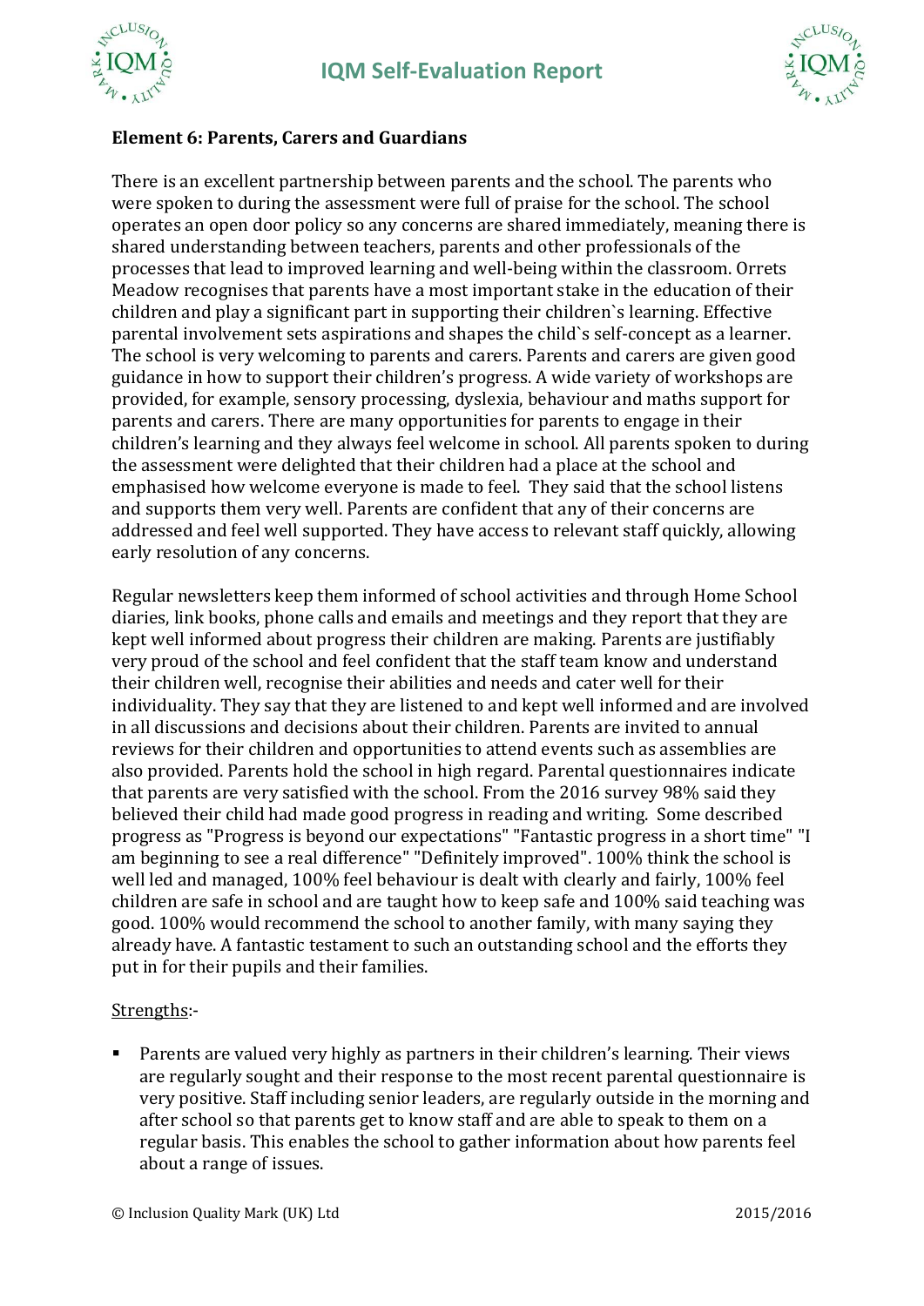**Element 6: Parents, Carers and Guardians**

There is an excellent partnership between parents and the school. The parents who were spoken to during the assessment were full of praise for the school. The school operates an open door policy so any concerns are shared immediately, meaning there is shared understanding between teachers, parents and other professionals of the processes that lead to improved learning and well-being within the classroom. Orrets Meadow recognises that parents have a most important stake in the education of their children and play a significant part in supporting their children`s learning. Effective parental involvement sets aspirations and shapes the child`s self-concept as a learner. The school is very welcoming to parents and carers. Parents and carers are given good guidance in how to support their children's progress. A wide variety of workshops are provided, for example, sensory processing, dyslexia, behaviour and maths support for parents and carers. There are many opportunities for parents to engage in their children's learning and they always feel welcome in school. All parents spoken to during the assessment were delighted that their children had a place at the school and emphasised how welcome everyone is made to feel. They said that the school listens and supports them very well. Parents are confident that any of their concerns are addressed and feel well supported. They have access to relevant staff quickly, allowing early resolution of any concerns.

Regular newsletters keep them informed of school activities and through Home School diaries, link books, phone calls and emails and meetings and they report that they are kept well informed about progress their children are making. Parents are justifiably very proud of the school and feel confident that the staff team know and understand their children well, recognise their abilities and needs and cater well for their individuality. They say that they are listened to and kept well informed and are involved in all discussions and decisions about their children. Parents are invited to annual reviews for their children and opportunities to attend events such as assemblies are also provided. Parents hold the school in high regard. Parental questionnaires indicate that parents are very satisfied with the school. From the 2016 survey 98% said they believed their child had made good progress in reading and writing. Some described progress as "Progress is beyond our expectations" "Fantastic progress in a short time" "I am beginning to see a real difference" "Definitely improved". 100% think the school is well led and managed, 100% feel behaviour is dealt with clearly and fairly, 100% feel children are safe in school and are taught how to keep safe and 100% said teaching was good. 100% would recommend the school to another family, with many saying they already have. A fantastic testament to such an outstanding school and the efforts they put in for their pupils and their families.

Strengths:-

- Parents are valued very highly as partners in their children's learning. Their views are regularly sought and their response to the most recent parental questionnaire is very positive. Staff including senior leaders, are regularly outside in the morning and after school so that parents get to know staff and are able to speak to them on a regular basis. This enables the school to gather information about how parents feel about a range of issues.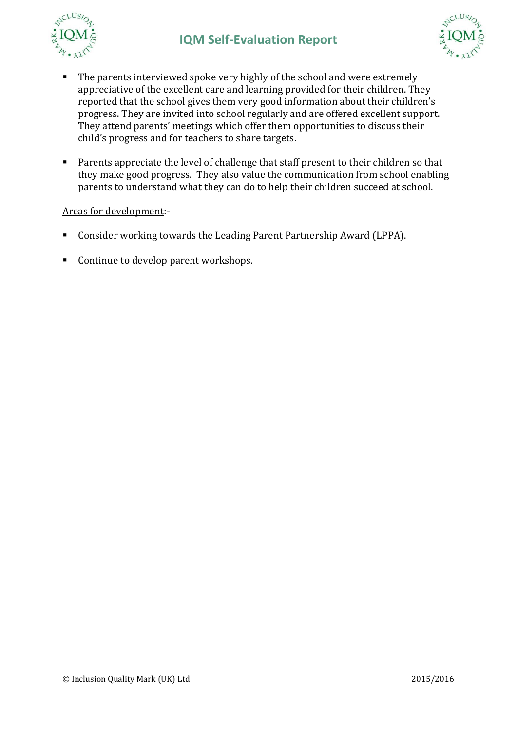- The parents interviewed spoke very highly of the school and were extremely appreciative of the excellent care and learning provided for their children. They reported that the school gives them very good information about their children's progress. They are invited into school regularly and are offered excellent support. They attend parents' meetings which offer them opportunities to discuss their child's progress and for teachers to share targets.

- Parents appreciate the level of challenge that staff present to their children so that they make good progress. They also value the communication from school enabling parents to understand what they can do to help their children succeed at school.

Areas for development:-

- Consider working towards the Leading Parent Partnership Award (LPPA).

- Continue to develop parent workshops.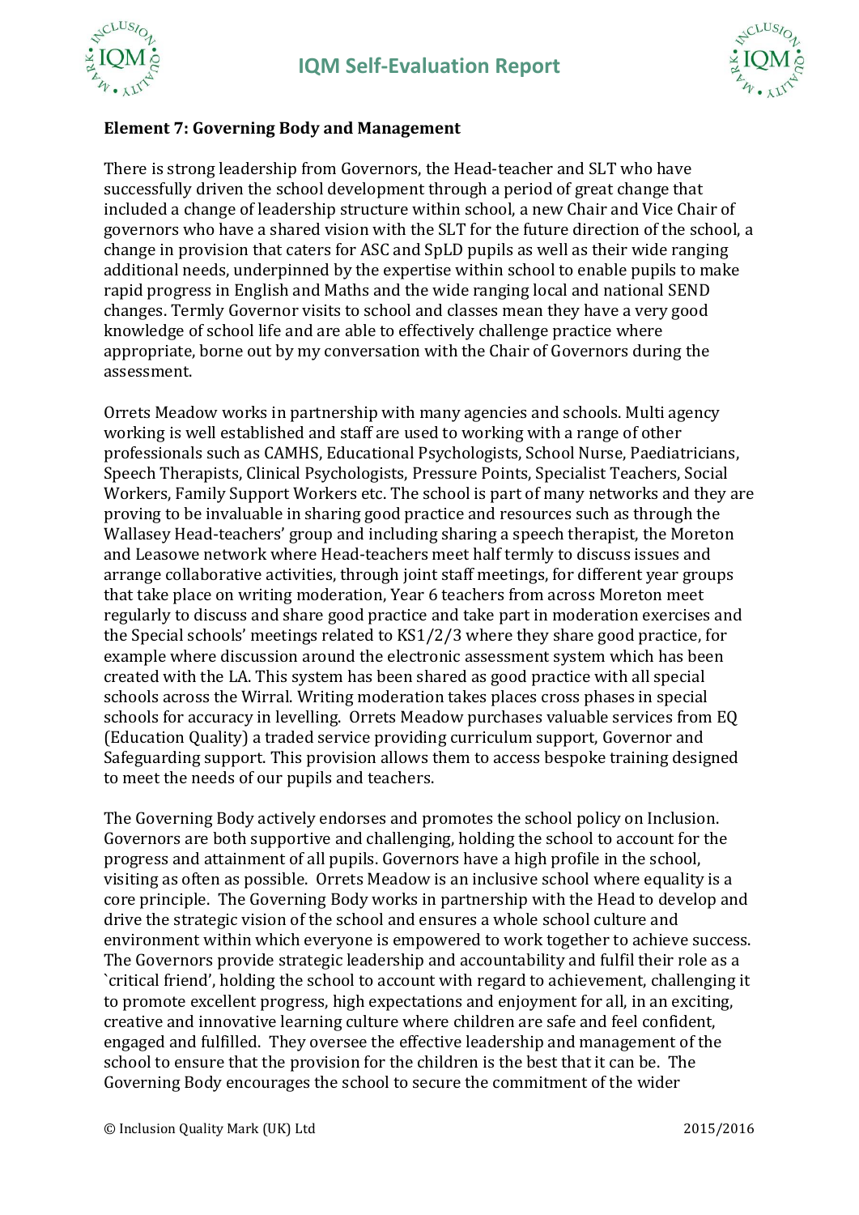**Element 7: Governing Body and Management**

There is strong leadership from Governors, the Head-teacher and SLT who have successfully driven the school development through a period of great change that included a change of leadership structure within school, a new Chair and Vice Chair of governors who have a shared vision with the SLT for the future direction of the school, a change in provision that caters for ASC and SpLD pupils as well as their wide ranging additional needs, underpinned by the expertise within school to enable pupils to make rapid progress in English and Maths and the wide ranging local and national SEND changes. Termly Governor visits to school and classes mean they have a very good knowledge of school life and are able to effectively challenge practice where appropriate, borne out by my conversation with the Chair of Governors during the assessment.

Orrets Meadow works in partnership with many agencies and schools. Multi agency working is well established and staff are used to working with a range of other professionals such as CAMHS, Educational Psychologists, School Nurse, Paediatricians, Speech Therapists, Clinical Psychologists, Pressure Points, Specialist Teachers, Social Workers, Family Support Workers etc. The school is part of many networks and they are proving to be invaluable in sharing good practice and resources such as through the Wallasey Head-teachers' group and including sharing a speech therapist, the Moreton and Leasowe network where Head-teachers meet half termly to discuss issues and arrange collaborative activities, through joint staff meetings, for different year groups that take place on writing moderation, Year 6 teachers from across Moreton meet regularly to discuss and share good practice and take part in moderation exercises and the Special schools' meetings related to KS1/2/3 where they share good practice, for example where discussion around the electronic assessment system which has been created with the LA. This system has been shared as good practice with all special schools across the Wirral. Writing moderation takes places cross phases in special schools for accuracy in levelling. Orrets Meadow purchases valuable services from EQ (Education Quality) a traded service providing curriculum support, Governor and Safeguarding support. This provision allows them to access bespoke training designed to meet the needs of our pupils and teachers.

The Governing Body actively endorses and promotes the school policy on Inclusion. Governors are both supportive and challenging, holding the school to account for the progress and attainment of all pupils. Governors have a high profile in the school, visiting as often as possible. Orrets Meadow is an inclusive school where equality is a core principle. The Governing Body works in partnership with the Head to develop and drive the strategic vision of the school and ensures a whole school culture and environment within which everyone is empowered to work together to achieve success. The Governors provide strategic leadership and accountability and fulfil their role as a `critical friend', holding the school to account with regard to achievement, challenging it to promote excellent progress, high expectations and enjoyment for all, in an exciting, creative and innovative learning culture where children are safe and feel confident, engaged and fulfilled. They oversee the effective leadership and management of the school to ensure that the provision for the children is the best that it can be. The Governing Body encourages the school to secure the commitment of the wider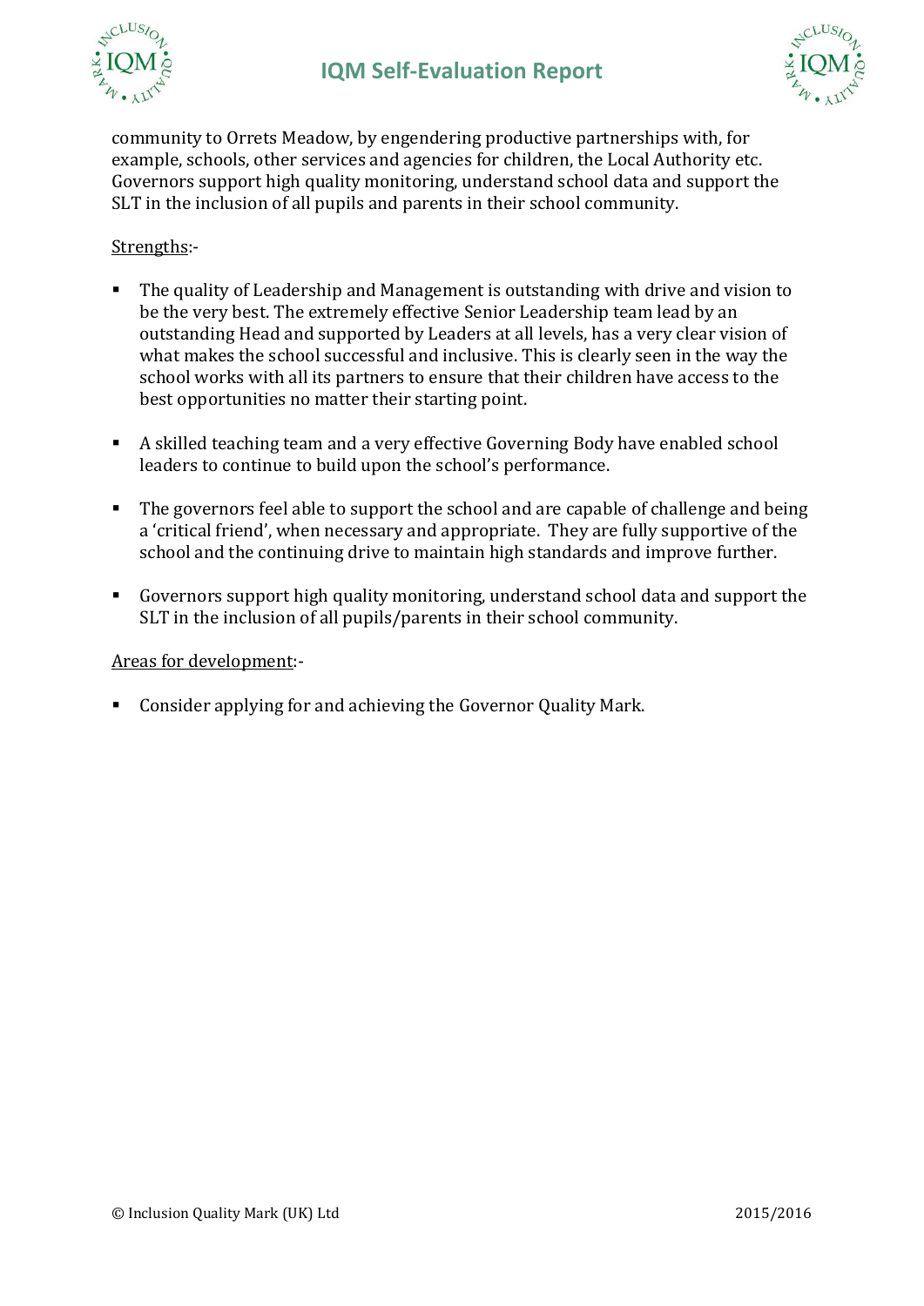community to Orrets Meadow, by engendering productive partnerships with, for example, schools, other services and agencies for children, the Local Authority etc. Governors support high quality monitoring, understand school data and support the SLT in the inclusion of all pupils and parents in their school community.

Strengths:-

- The quality of Leadership and Management is outstanding with drive and vision to be the very best. The extremely effective Senior Leadership team lead by an outstanding Head and supported by Leaders at all levels, has a very clear vision of what makes the school successful and inclusive. This is clearly seen in the way the school works with all its partners to ensure that their children have access to the best opportunities no matter their starting point.

- A skilled teaching team and a very effective Governing Body have enabled school leaders to continue to build upon the school's performance.

- The governors feel able to support the school and are capable of challenge and being a 'critical friend', when necessary and appropriate. They are fully supportive of the school and the continuing drive to maintain high standards and improve further.

- Governors support high quality monitoring, understand school data and support the SLT in the inclusion of all pupils/parents in their school community.

Areas for development:-

- Consider applying for and achieving the Governor Quality Mark.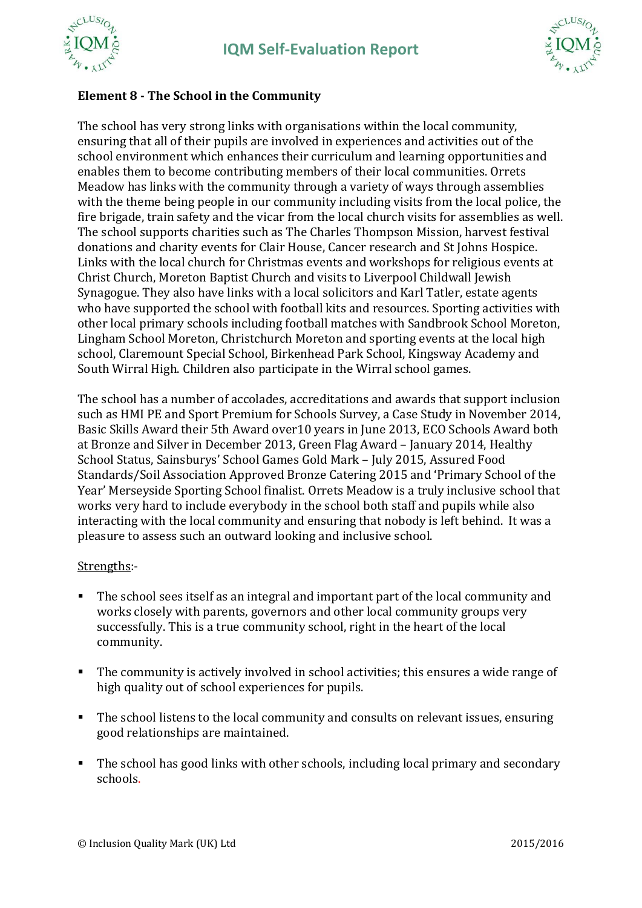**Element 8 - The School in the Community**

The school has very strong links with organisations within the local community, ensuring that all of their pupils are involved in experiences and activities out of the school environment which enhances their curriculum and learning opportunities and enables them to become contributing members of their local communities. Orrets Meadow has links with the community through a variety of ways through assemblies with the theme being people in our community including visits from the local police, the fire brigade, train safety and the vicar from the local church visits for assemblies as well. The school supports charities such as The Charles Thompson Mission, harvest festival donations and charity events for Clair House, Cancer research and St Johns Hospice. Links with the local church for Christmas events and workshops for religious events at Christ Church, Moreton Baptist Church and visits to Liverpool Childwall Jewish Synagogue. They also have links with a local solicitors and Karl Tatler, estate agents who have supported the school with football kits and resources. Sporting activities with other local primary schools including football matches with Sandbrook School Moreton, Lingham School Moreton, Christchurch Moreton and sporting events at the local high school, Claremount Special School, Birkenhead Park School, Kingsway Academy and South Wirral High. Children also participate in the Wirral school games.

The school has a number of accolades, accreditations and awards that support inclusion such as HMI PE and Sport Premium for Schools Survey, a Case Study in November 2014, Basic Skills Award their 5th Award over10 years in June 2013, ECO Schools Award both at Bronze and Silver in December 2013, Green Flag Award – January 2014, Healthy School Status, Sainsburys' School Games Gold Mark – July 2015, Assured Food Standards/Soil Association Approved Bronze Catering 2015 and 'Primary School of the Year' Merseyside Sporting School finalist. Orrets Meadow is a truly inclusive school that works very hard to include everybody in the school both staff and pupils while also interacting with the local community and ensuring that nobody is left behind. It was a pleasure to assess such an outward looking and inclusive school.

Strengths:-

- The school sees itself as an integral and important part of the local community and works closely with parents, governors and other local community groups very successfully. This is a true community school, right in the heart of the local community.
- The community is actively involved in school activities; this ensures a wide range of high quality out of school experiences for pupils.
- The school listens to the local community and consults on relevant issues, ensuring good relationships are maintained.
- The school has good links with other schools, including local primary and secondary schools.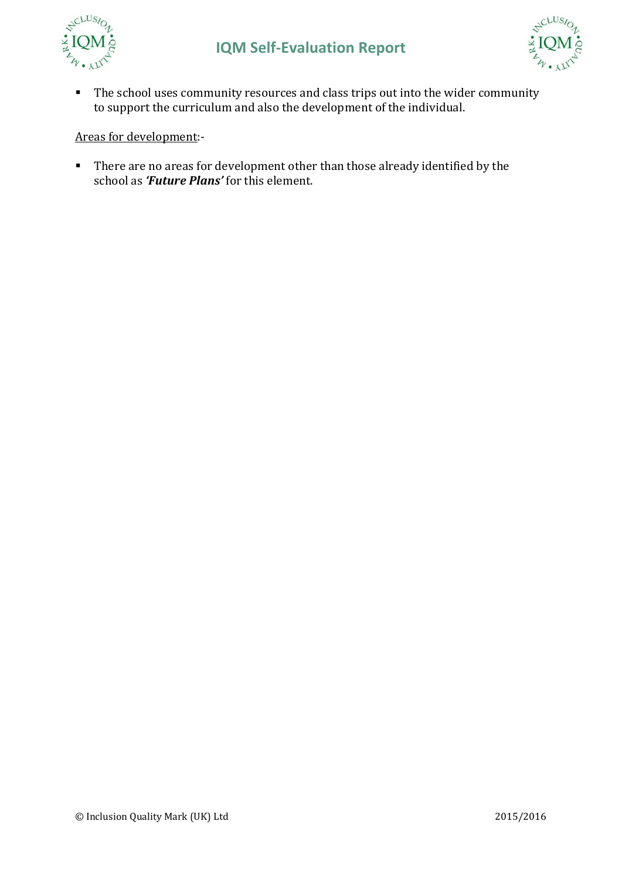- The school uses community resources and class trips out into the wider community to support the curriculum and also the development of the individual.

Areas for development:-

- There are no areas for development other than those already identified by the school as ***'Future Plans'*** for this element.